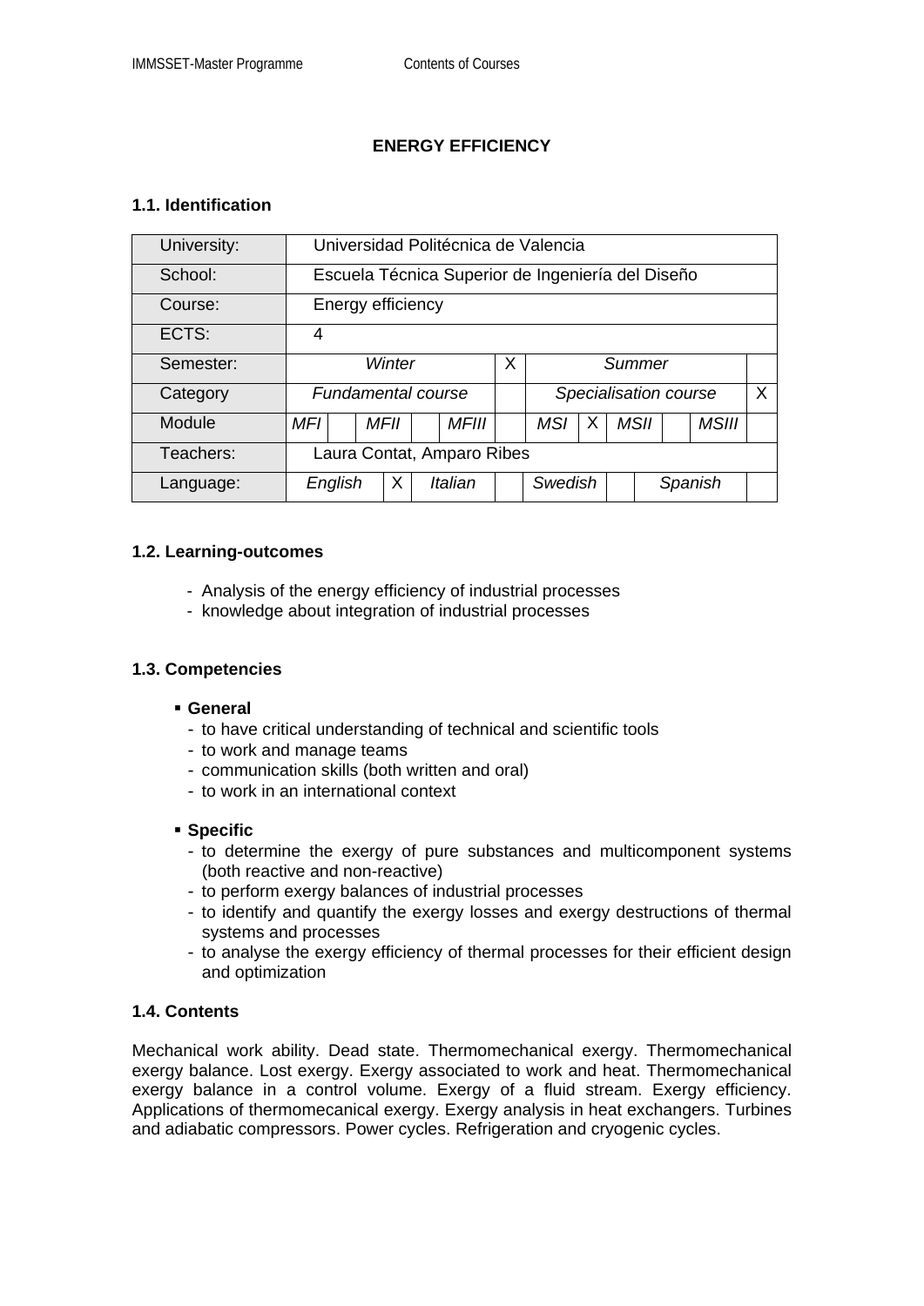# ENERGY EFFICIENCY

## 1.1. Identification

| University: | Universidad Politécnica de Valencia | | | | | | | | | | | |
|---|---|---|---|---|---|---|---|---|---|---|---|---|
| School: | Escuela Técnica Superior de Ingeniería del Diseño | | | | | | | | | | | |
| Course: | Energy efficiency | | | | | | | | | | | |
| ECTS: | 4 | | | | | | | | | | | |
| Semester: | *Winter* | | | | | X | *Summer* | | | | | |
| Category | *Fundamental course* | | | | | | *Specialisation course* | | | | | X |
| Module | *MFI* | | *MFII* | | *MFIII* | | *MSI* | X | *MSII* | | *MSIII* | |
| Teachers: | Laura Contat, Amparo Ribes | | | | | | | | | | | |
| Language: | *English* | X | *Italian* | | | | *Swedish* | | *Spanish* | | | |

## 1.2. Learning-outcomes

- Analysis of the energy efficiency of industrial processes
- knowledge about integration of industrial processes

## 1.3. Competencies

- **General**
  - to have critical understanding of technical and scientific tools
  - to work and manage teams
  - communication skills (both written and oral)
  - to work in an international context

- **Specific**
  - to determine the exergy of pure substances and multicomponent systems (both reactive and non-reactive)
  - to perform exergy balances of industrial processes
  - to identify and quantify the exergy losses and exergy destructions of thermal systems and processes
  - to analyse the exergy efficiency of thermal processes for their efficient design and optimization

## 1.4. Contents

Mechanical work ability. Dead state. Thermomechanical exergy. Thermomechanical exergy balance. Lost exergy. Exergy associated to work and heat. Thermomechanical exergy balance in a control volume. Exergy of a fluid stream. Exergy efficiency. Applications of thermomecanical exergy. Exergy analysis in heat exchangers. Turbines and adiabatic compressors. Power cycles. Refrigeration and cryogenic cycles.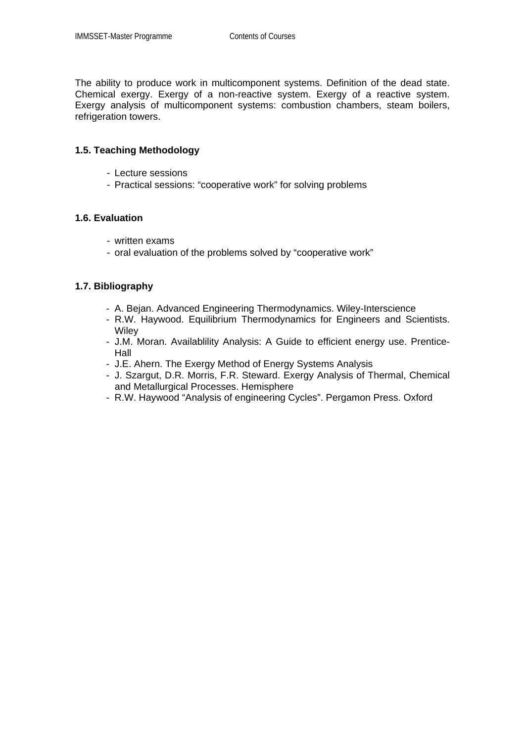The ability to produce work in multicomponent systems. Definition of the dead state. Chemical exergy. Exergy of a non-reactive system. Exergy of a reactive system. Exergy analysis of multicomponent systems: combustion chambers, steam boilers, refrigeration towers.

### 1.5. Teaching Methodology

- Lecture sessions
- Practical sessions: "cooperative work" for solving problems

### 1.6. Evaluation

- written exams
- oral evaluation of the problems solved by "cooperative work"

### 1.7. Bibliography

- A. Bejan. Advanced Engineering Thermodynamics. Wiley-Interscience
- R.W. Haywood. Equilibrium Thermodynamics for Engineers and Scientists. Wiley
- J.M. Moran. Availablility Analysis: A Guide to efficient energy use. Prentice-Hall
- J.E. Ahern. The Exergy Method of Energy Systems Analysis
- J. Szargut, D.R. Morris, F.R. Steward. Exergy Analysis of Thermal, Chemical and Metallurgical Processes. Hemisphere
- R.W. Haywood "Analysis of engineering Cycles". Pergamon Press. Oxford